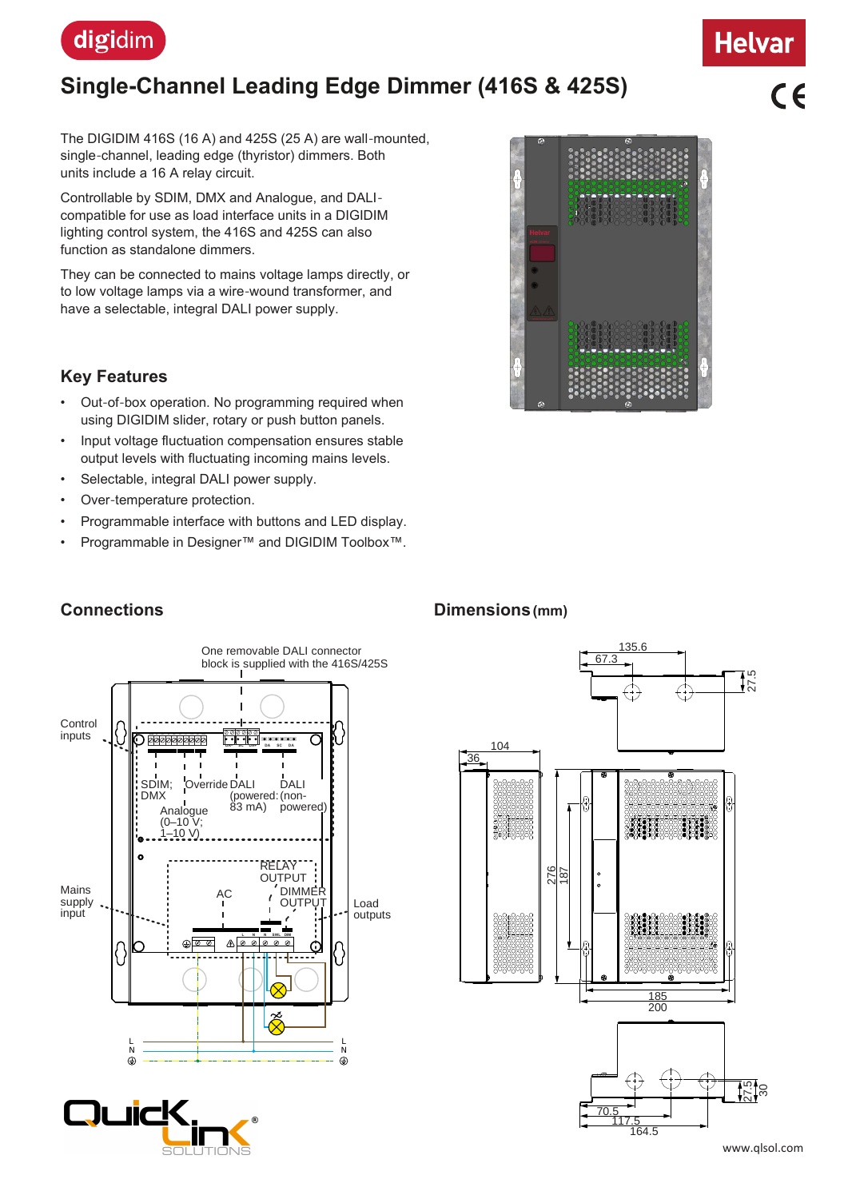# Single-Channel Leading Edge Dimmer (416S & 425S)

The DIGIDIM 416S (16 A) and 425S (25 A) are wall-mounted, single-channel, leading edge (thyristor) dimmers. Both units include a 16 A relay circuit.

Controllable by SDIM, DMX and Analogue, and DALI-compatible for use as load interface units in a DIGIDIM lighting control system, the 416S and 425S can also function as standalone dimmers.

They can be connected to mains voltage lamps directly, or to low voltage lamps via a wire-wound transformer, and have a selectable, integral DALI power supply.

## Key Features

- Out-of-box operation. No programming required when using DIGIDIM slider, rotary or push button panels.
- Input voltage fluctuation compensation ensures stable output levels with fluctuating incoming mains levels.
- Selectable, integral DALI power supply.
- Over-temperature protection.
- Programmable interface with buttons and LED display.
- Programmable in Designer™ and DIGIDIM Toolbox™.

## Connections

One removable DALI connector block is supplied with the 416S/425S

Control inputs: SDIM; DMX · Override · Analogue (0–10 V; 1–10 V) · DALI (powered: 83 mA) · DALI (non-powered)

Mains supply input: AC

Load outputs: RELAY OUTPUT · DIMMER OUTPUT

## Dimensions (mm)

www.qlsol.com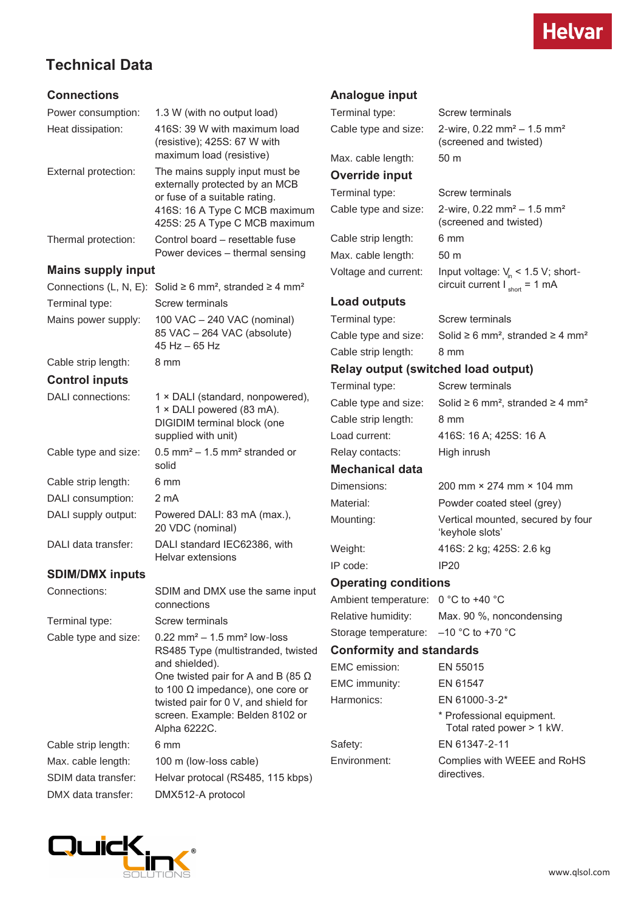# Technical Data

## Connections

| | |
|---|---|
| Power consumption: | 1.3 W (with no output load) |
| Heat dissipation: | 416S: 39 W with maximum load (resistive); 425S: 67 W with maximum load (resistive) |
| External protection: | The mains supply input must be externally protected by an MCB or fuse of a suitable rating. 416S: 16 A Type C MCB maximum 425S: 25 A Type C MCB maximum |
| Thermal protection: | Control board – resettable fuse Power devices – thermal sensing |

## Mains supply input

| | |
|---|---|
| Connections (L, N, E): | Solid ≥ 6 mm², stranded ≥ 4 mm² |
| Terminal type: | Screw terminals |
| Mains power supply: | 100 VAC – 240 VAC (nominal) 85 VAC – 264 VAC (absolute) 45 Hz – 65 Hz |
| Cable strip length: | 8 mm |

## Control inputs

| | |
|---|---|
| DALI connections: | 1 × DALI (standard, nonpowered), 1 × DALI powered (83 mA). DIGIDIM terminal block (one supplied with unit) |
| Cable type and size: | 0.5 mm² – 1.5 mm² stranded or solid |
| Cable strip length: | 6 mm |
| DALI consumption: | 2 mA |
| DALI supply output: | Powered DALI: 83 mA (max.), 20 VDC (nominal) |
| DALI data transfer: | DALI standard IEC62386, with Helvar extensions |

## SDIM/DMX inputs

| | |
|---|---|
| Connections: | SDIM and DMX use the same input connections |
| Terminal type: | Screw terminals |
| Cable type and size: | 0.22 mm² – 1.5 mm² low-loss RS485 Type (multistranded, twisted and shielded). One twisted pair for A and B (85 Ω to 100 Ω impedance), one core or twisted pair for 0 V, and shield for screen. Example: Belden 8102 or Alpha 6222C. |
| Cable strip length: | 6 mm |
| Max. cable length: | 100 m (low-loss cable) |
| SDIM data transfer: | Helvar protocal (RS485, 115 kbps) |
| DMX data transfer: | DMX512-A protocol |

## Analogue input

| | |
|---|---|
| Terminal type: | Screw terminals |
| Cable type and size: | 2-wire, 0.22 mm² – 1.5 mm² (screened and twisted) |
| Max. cable length: | 50 m |

## Override input

| | |
|---|---|
| Terminal type: | Screw terminals |
| Cable type and size: | 2-wire, 0.22 mm² – 1.5 mm² (screened and twisted) |
| Cable strip length: | 6 mm |
| Max. cable length: | 50 m |
| Voltage and current: | Input voltage: $V_{in}$ < 1.5 V; short-circuit current $I_{short}$ = 1 mA |

## Load outputs

| | |
|---|---|
| Terminal type: | Screw terminals |
| Cable type and size: | Solid ≥ 6 mm², stranded ≥ 4 mm² |
| Cable strip length: | 8 mm |

## Relay output (switched load output)

| | |
|---|---|
| Terminal type: | Screw terminals |
| Cable type and size: | Solid ≥ 6 mm², stranded ≥ 4 mm² |
| Cable strip length: | 8 mm |
| Load current: | 416S: 16 A; 425S: 16 A |
| Relay contacts: | High inrush |

## Mechanical data

| | |
|---|---|
| Dimensions: | 200 mm × 274 mm × 104 mm |
| Material: | Powder coated steel (grey) |
| Mounting: | Vertical mounted, secured by four 'keyhole slots' |
| Weight: | 416S: 2 kg; 425S: 2.6 kg |
| IP code: | IP20 |

## Operating conditions

| | |
|---|---|
| Ambient temperature: | 0 °C to +40 °C |
| Relative humidity: | Max. 90 %, noncondensing |
| Storage temperature: | –10 °C to +70 °C |

## Conformity and standards

| | |
|---|---|
| EMC emission: | EN 55015 |
| EMC immunity: | EN 61547 |
| Harmonics: | EN 61000-3-2* * Professional equipment. Total rated power > 1 kW. |
| Safety: | EN 61347-2-11 |
| Environment: | Complies with WEEE and RoHS directives. |

www.qlsol.com